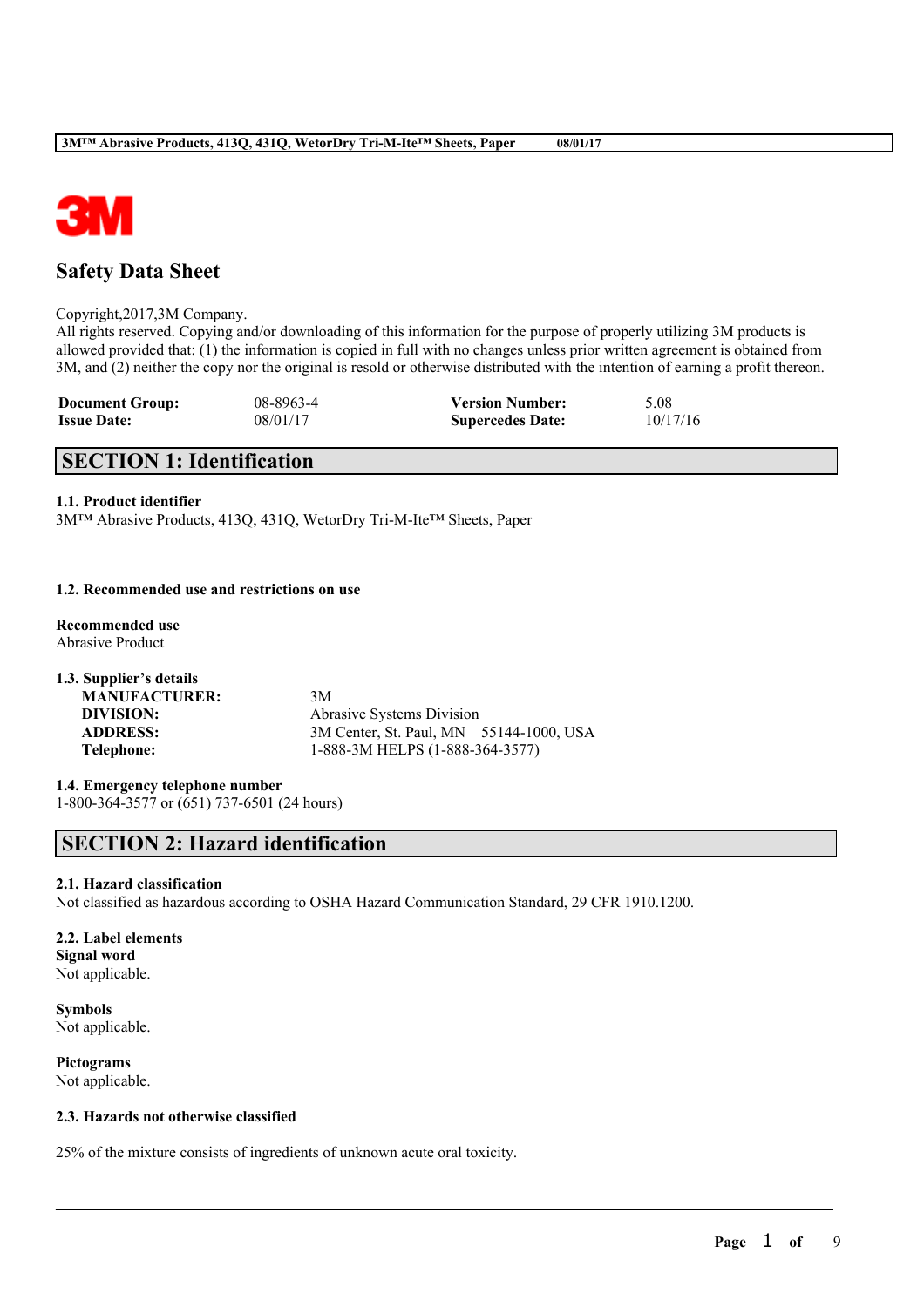# Safety Data Sheet

Copyright,2017,3M Company.
All rights reserved. Copying and/or downloading of this information for the purpose of properly utilizing 3M products is allowed provided that: (1) the information is copied in full with no changes unless prior written agreement is obtained from 3M, and (2) neither the copy nor the original is resold or otherwise distributed with the intention of earning a profit thereon.

| | | | |
|---|---|---|---|
| **Document Group:** | 08-8963-4 | **Version Number:** | 5.08 |
| **Issue Date:** | 08/01/17 | **Supercedes Date:** | 10/17/16 |

## SECTION 1: Identification

### 1.1. Product identifier

3M™ Abrasive Products, 413Q, 431Q, WetorDry Tri-M-Ite™ Sheets, Paper

### 1.2. Recommended use and restrictions on use

**Recommended use**
Abrasive Product

### 1.3. Supplier's details

| | |
|---|---|
| **MANUFACTURER:** | 3M |
| **DIVISION:** | Abrasive Systems Division |
| **ADDRESS:** | 3M Center, St. Paul, MN 55144-1000, USA |
| **Telephone:** | 1-888-3M HELPS (1-888-364-3577) |

### 1.4. Emergency telephone number

1-800-364-3577 or (651) 737-6501 (24 hours)

## SECTION 2: Hazard identification

### 2.1. Hazard classification

Not classified as hazardous according to OSHA Hazard Communication Standard, 29 CFR 1910.1200.

### 2.2. Label elements

**Signal word**
Not applicable.

**Symbols**
Not applicable.

**Pictograms**
Not applicable.

### 2.3. Hazards not otherwise classified

25% of the mixture consists of ingredients of unknown acute oral toxicity.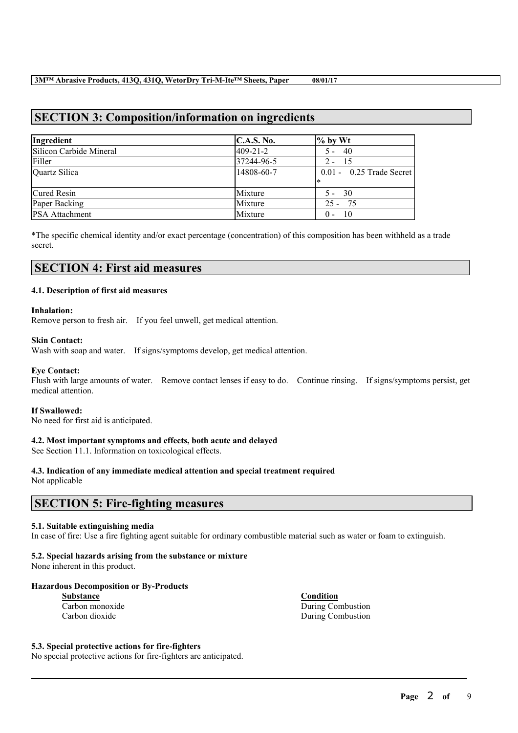## SECTION 3: Composition/information on ingredients

| Ingredient | C.A.S. No. | % by Wt |
|---|---|---|
| Silicon Carbide Mineral | 409-21-2 | 5 - 40 |
| Filler | 37244-96-5 | 2 - 15 |
| Quartz Silica | 14808-60-7 | 0.01 - 0.25 Trade Secret * |
| Cured Resin | Mixture | 5 - 30 |
| Paper Backing | Mixture | 25 - 75 |
| PSA Attachment | Mixture | 0 - 10 |

*The specific chemical identity and/or exact percentage (concentration) of this composition has been withheld as a trade secret.

## SECTION 4: First aid measures

### 4.1. Description of first aid measures

**Inhalation:**
Remove person to fresh air. If you feel unwell, get medical attention.

**Skin Contact:**
Wash with soap and water. If signs/symptoms develop, get medical attention.

**Eye Contact:**
Flush with large amounts of water. Remove contact lenses if easy to do. Continue rinsing. If signs/symptoms persist, get medical attention.

**If Swallowed:**
No need for first aid is anticipated.

### 4.2. Most important symptoms and effects, both acute and delayed

See Section 11.1. Information on toxicological effects.

### 4.3. Indication of any immediate medical attention and special treatment required

Not applicable

## SECTION 5: Fire-fighting measures

### 5.1. Suitable extinguishing media

In case of fire: Use a fire fighting agent suitable for ordinary combustible material such as water or foam to extinguish.

### 5.2. Special hazards arising from the substance or mixture

None inherent in this product.

**Hazardous Decomposition or By-Products**

| Substance | Condition |
|---|---|
| Carbon monoxide | During Combustion |
| Carbon dioxide | During Combustion |

### 5.3. Special protective actions for fire-fighters

No special protective actions for fire-fighters are anticipated.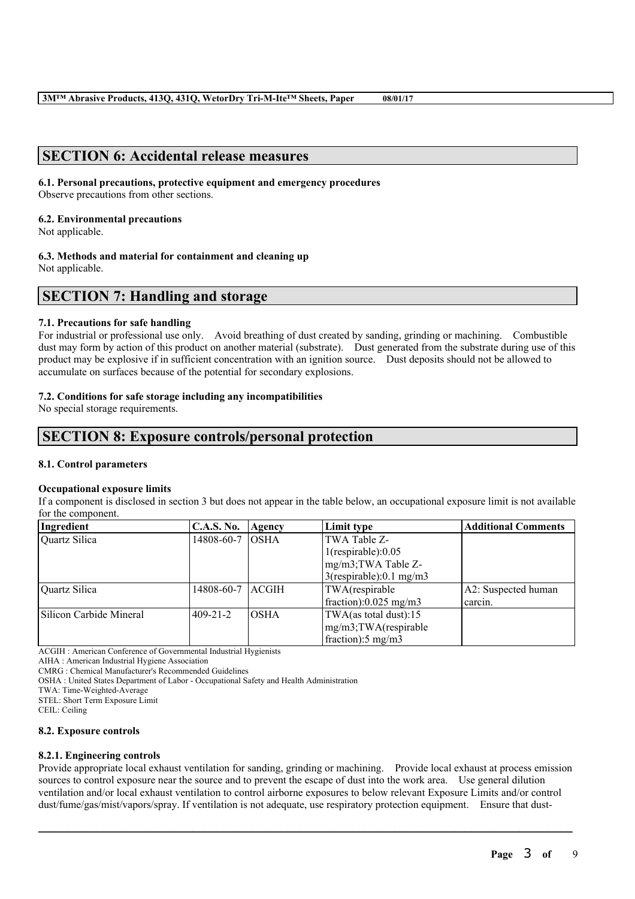## SECTION 6: Accidental release measures

### 6.1. Personal precautions, protective equipment and emergency procedures

Observe precautions from other sections.

### 6.2. Environmental precautions

Not applicable.

### 6.3. Methods and material for containment and cleaning up

Not applicable.

## SECTION 7: Handling and storage

### 7.1. Precautions for safe handling

For industrial or professional use only. Avoid breathing of dust created by sanding, grinding or machining. Combustible dust may form by action of this product on another material (substrate). Dust generated from the substrate during use of this product may be explosive if in sufficient concentration with an ignition source. Dust deposits should not be allowed to accumulate on surfaces because of the potential for secondary explosions.

### 7.2. Conditions for safe storage including any incompatibilities

No special storage requirements.

## SECTION 8: Exposure controls/personal protection

### 8.1. Control parameters

**Occupational exposure limits**

If a component is disclosed in section 3 but does not appear in the table below, an occupational exposure limit is not available for the component.

| Ingredient | C.A.S. No. | Agency | Limit type | Additional Comments |
|---|---|---|---|---|
| Quartz Silica | 14808-60-7 | OSHA | TWA Table Z-1(respirable):0.05 mg/m3;TWA Table Z-3(respirable):0.1 mg/m3 | |
| Quartz Silica | 14808-60-7 | ACGIH | TWA(respirable fraction):0.025 mg/m3 | A2: Suspected human carcin. |
| Silicon Carbide Mineral | 409-21-2 | OSHA | TWA(as total dust):15 mg/m3;TWA(respirable fraction):5 mg/m3 | |

ACGIH : American Conference of Governmental Industrial Hygienists
AIHA : American Industrial Hygiene Association
CMRG : Chemical Manufacturer's Recommended Guidelines
OSHA : United States Department of Labor - Occupational Safety and Health Administration
TWA: Time-Weighted-Average
STEL: Short Term Exposure Limit
CEIL: Ceiling

### 8.2. Exposure controls

#### 8.2.1. Engineering controls

Provide appropriate local exhaust ventilation for sanding, grinding or machining. Provide local exhaust at process emission sources to control exposure near the source and to prevent the escape of dust into the work area. Use general dilution ventilation and/or local exhaust ventilation to control airborne exposures to below relevant Exposure Limits and/or control dust/fume/gas/mist/vapors/spray. If ventilation is not adequate, use respiratory protection equipment. Ensure that dust-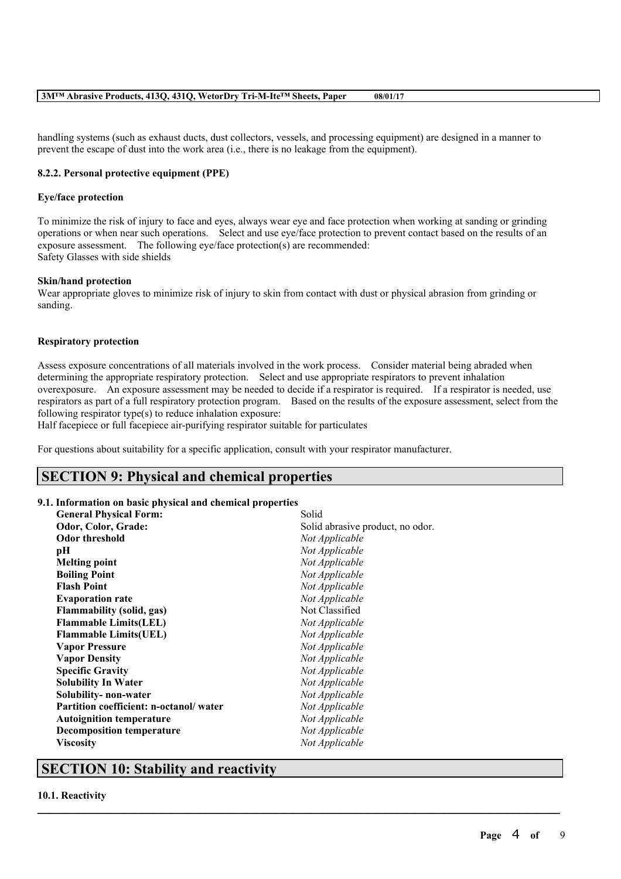handling systems (such as exhaust ducts, dust collectors, vessels, and processing equipment) are designed in a manner to prevent the escape of dust into the work area (i.e., there is no leakage from the equipment).

#### 8.2.2. Personal protective equipment (PPE)

**Eye/face protection**

To minimize the risk of injury to face and eyes, always wear eye and face protection when working at sanding or grinding operations or when near such operations. Select and use eye/face protection to prevent contact based on the results of an exposure assessment. The following eye/face protection(s) are recommended:
Safety Glasses with side shields

**Skin/hand protection**

Wear appropriate gloves to minimize risk of injury to skin from contact with dust or physical abrasion from grinding or sanding.

**Respiratory protection**

Assess exposure concentrations of all materials involved in the work process. Consider material being abraded when determining the appropriate respiratory protection. Select and use appropriate respirators to prevent inhalation overexposure. An exposure assessment may be needed to decide if a respirator is required. If a respirator is needed, use respirators as part of a full respiratory protection program. Based on the results of the exposure assessment, select from the following respirator type(s) to reduce inhalation exposure:
Half facepiece or full facepiece air-purifying respirator suitable for particulates

For questions about suitability for a specific application, consult with your respirator manufacturer.

## SECTION 9: Physical and chemical properties

### 9.1. Information on basic physical and chemical properties

| | |
|---|---|
| **General Physical Form:** | Solid |
| **Odor, Color, Grade:** | Solid abrasive product, no odor. |
| **Odor threshold** | *Not Applicable* |
| **pH** | *Not Applicable* |
| **Melting point** | *Not Applicable* |
| **Boiling Point** | *Not Applicable* |
| **Flash Point** | *Not Applicable* |
| **Evaporation rate** | *Not Applicable* |
| **Flammability (solid, gas)** | Not Classified |
| **Flammable Limits(LEL)** | *Not Applicable* |
| **Flammable Limits(UEL)** | *Not Applicable* |
| **Vapor Pressure** | *Not Applicable* |
| **Vapor Density** | *Not Applicable* |
| **Specific Gravity** | *Not Applicable* |
| **Solubility In Water** | *Not Applicable* |
| **Solubility- non-water** | *Not Applicable* |
| **Partition coefficient: n-octanol/ water** | *Not Applicable* |
| **Autoignition temperature** | *Not Applicable* |
| **Decomposition temperature** | *Not Applicable* |
| **Viscosity** | *Not Applicable* |

## SECTION 10: Stability and reactivity

### 10.1. Reactivity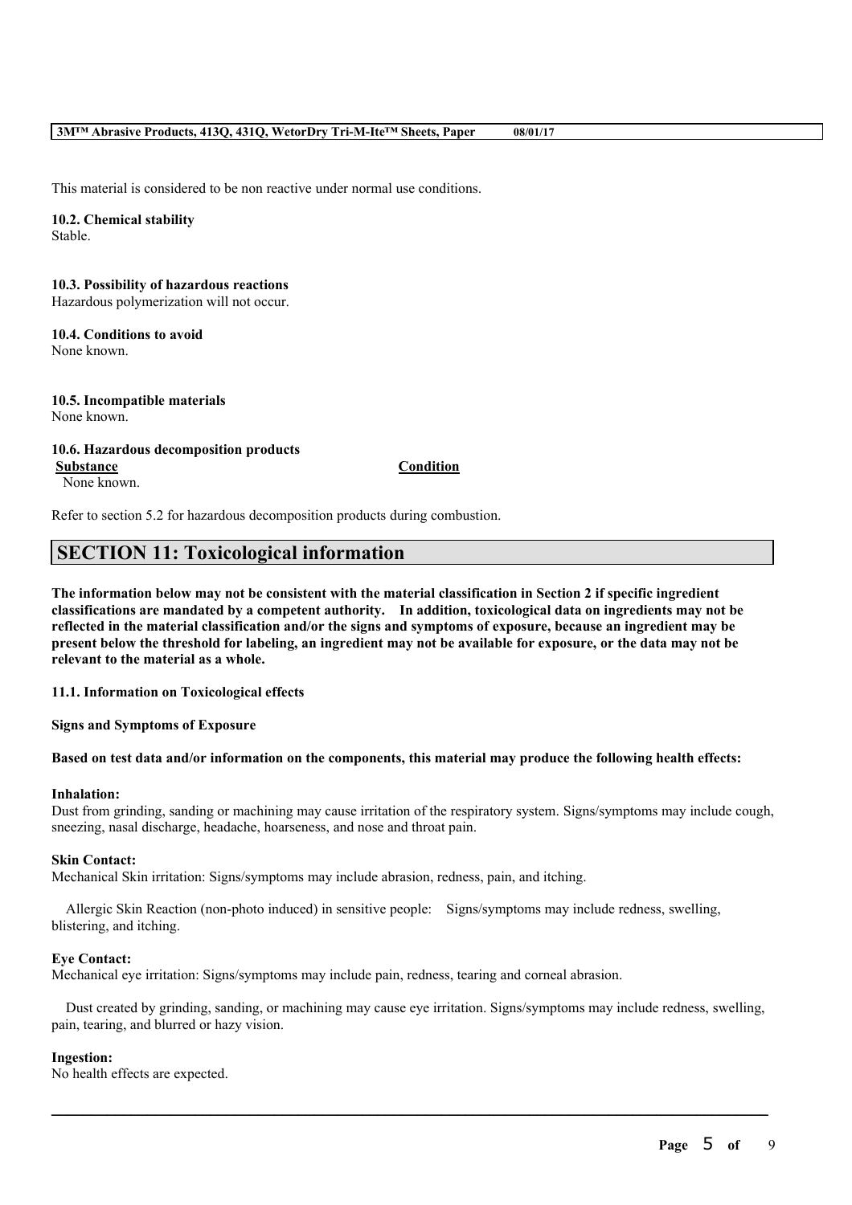This material is considered to be non reactive under normal use conditions.

**10.2. Chemical stability**
Stable.

**10.3. Possibility of hazardous reactions**
Hazardous polymerization will not occur.

**10.4. Conditions to avoid**
None known.

**10.5. Incompatible materials**
None known.

**10.6. Hazardous decomposition products**

| Substance | Condition |
|---|---|
| None known. | |

Refer to section 5.2 for hazardous decomposition products during combustion.

## SECTION 11: Toxicological information

**The information below may not be consistent with the material classification in Section 2 if specific ingredient classifications are mandated by a competent authority. In addition, toxicological data on ingredients may not be reflected in the material classification and/or the signs and symptoms of exposure, because an ingredient may be present below the threshold for labeling, an ingredient may not be available for exposure, or the data may not be relevant to the material as a whole.**

**11.1. Information on Toxicological effects**

**Signs and Symptoms of Exposure**

**Based on test data and/or information on the components, this material may produce the following health effects:**

**Inhalation:**
Dust from grinding, sanding or machining may cause irritation of the respiratory system. Signs/symptoms may include cough, sneezing, nasal discharge, headache, hoarseness, and nose and throat pain.

**Skin Contact:**
Mechanical Skin irritation: Signs/symptoms may include abrasion, redness, pain, and itching.

Allergic Skin Reaction (non-photo induced) in sensitive people: Signs/symptoms may include redness, swelling, blistering, and itching.

**Eye Contact:**
Mechanical eye irritation: Signs/symptoms may include pain, redness, tearing and corneal abrasion.

Dust created by grinding, sanding, or machining may cause eye irritation. Signs/symptoms may include redness, swelling, pain, tearing, and blurred or hazy vision.

**Ingestion:**
No health effects are expected.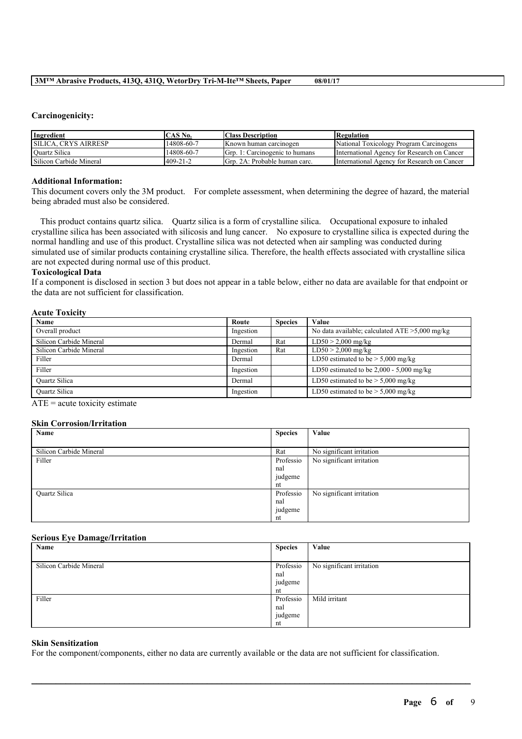**Carcinogenicity:**

| Ingredient | CAS No. | Class Description | Regulation |
| --- | --- | --- | --- |
| SILICA, CRYS AIRRESP | 14808-60-7 | Known human carcinogen | National Toxicology Program Carcinogens |
| Quartz Silica | 14808-60-7 | Grp. 1: Carcinogenic to humans | International Agency for Research on Cancer |
| Silicon Carbide Mineral | 409-21-2 | Grp. 2A: Probable human carc. | International Agency for Research on Cancer |

**Additional Information:**

This document covers only the 3M product. For complete assessment, when determining the degree of hazard, the material being abraded must also be considered.

This product contains quartz silica. Quartz silica is a form of crystalline silica. Occupational exposure to inhaled crystalline silica has been associated with silicosis and lung cancer. No exposure to crystalline silica is expected during the normal handling and use of this product. Crystalline silica was not detected when air sampling was conducted during simulated use of similar products containing crystalline silica. Therefore, the health effects associated with crystalline silica are not expected during normal use of this product.

**Toxicological Data**

If a component is disclosed in section 3 but does not appear in a table below, either no data are available for that endpoint or the data are not sufficient for classification.

**Acute Toxicity**

| Name | Route | Species | Value |
| --- | --- | --- | --- |
| Overall product | Ingestion | | No data available; calculated ATE >5,000 mg/kg |
| Silicon Carbide Mineral | Dermal | Rat | LD50 > 2,000 mg/kg |
| Silicon Carbide Mineral | Ingestion | Rat | LD50 > 2,000 mg/kg |
| Filler | Dermal | | LD50 estimated to be > 5,000 mg/kg |
| Filler | Ingestion | | LD50 estimated to be 2,000 - 5,000 mg/kg |
| Quartz Silica | Dermal | | LD50 estimated to be > 5,000 mg/kg |
| Quartz Silica | Ingestion | | LD50 estimated to be > 5,000 mg/kg |

ATE = acute toxicity estimate

**Skin Corrosion/Irritation**

| Name | Species | Value |
| --- | --- | --- |
| Silicon Carbide Mineral | Rat | No significant irritation |
| Filler | Professional judgement | No significant irritation |
| Quartz Silica | Professional judgement | No significant irritation |

**Serious Eye Damage/Irritation**

| Name | Species | Value |
| --- | --- | --- |
| Silicon Carbide Mineral | Professional judgement | No significant irritation |
| Filler | Professional judgement | Mild irritant |

**Skin Sensitization**

For the component/components, either no data are currently available or the data are not sufficient for classification.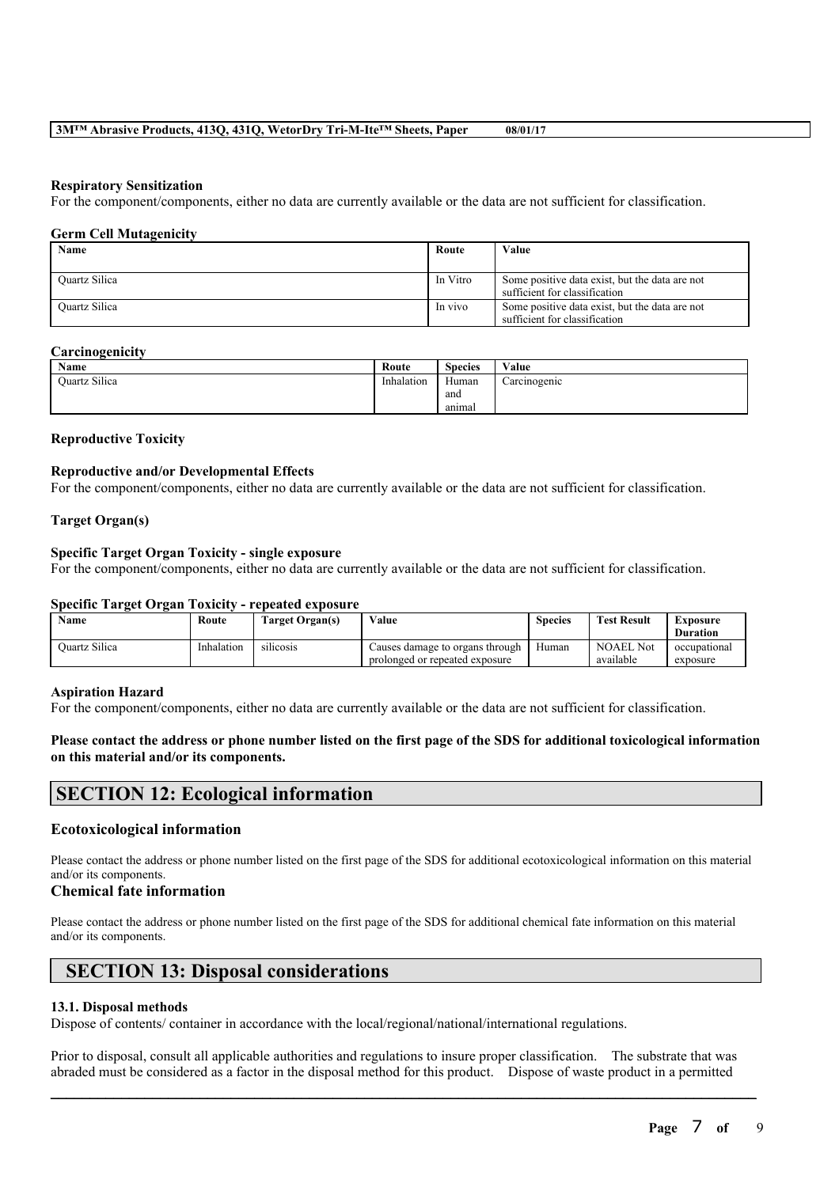#### Respiratory Sensitization

For the component/components, either no data are currently available or the data are not sufficient for classification.

#### Germ Cell Mutagenicity

| Name | Route | Value |
|---|---|---|
| Quartz Silica | In Vitro | Some positive data exist, but the data are not sufficient for classification |
| Quartz Silica | In vivo | Some positive data exist, but the data are not sufficient for classification |

#### Carcinogenicity

| Name | Route | Species | Value |
|---|---|---|---|
| Quartz Silica | Inhalation | Human and animal | Carcinogenic |

#### Reproductive Toxicity

#### Reproductive and/or Developmental Effects

For the component/components, either no data are currently available or the data are not sufficient for classification.

#### Target Organ(s)

#### Specific Target Organ Toxicity - single exposure

For the component/components, either no data are currently available or the data are not sufficient for classification.

#### Specific Target Organ Toxicity - repeated exposure

| Name | Route | Target Organ(s) | Value | Species | Test Result | Exposure Duration |
|---|---|---|---|---|---|---|
| Quartz Silica | Inhalation | silicosis | Causes damage to organs through prolonged or repeated exposure | Human | NOAEL Not available | occupational exposure |

#### Aspiration Hazard

For the component/components, either no data are currently available or the data are not sufficient for classification.

**Please contact the address or phone number listed on the first page of the SDS for additional toxicological information on this material and/or its components.**

## SECTION 12: Ecological information

### Ecotoxicological information

Please contact the address or phone number listed on the first page of the SDS for additional ecotoxicological information on this material and/or its components.

### Chemical fate information

Please contact the address or phone number listed on the first page of the SDS for additional chemical fate information on this material and/or its components.

## SECTION 13: Disposal considerations

#### 13.1. Disposal methods

Dispose of contents/ container in accordance with the local/regional/national/international regulations.

Prior to disposal, consult all applicable authorities and regulations to insure proper classification. The substrate that was abraded must be considered as a factor in the disposal method for this product. Dispose of waste product in a permitted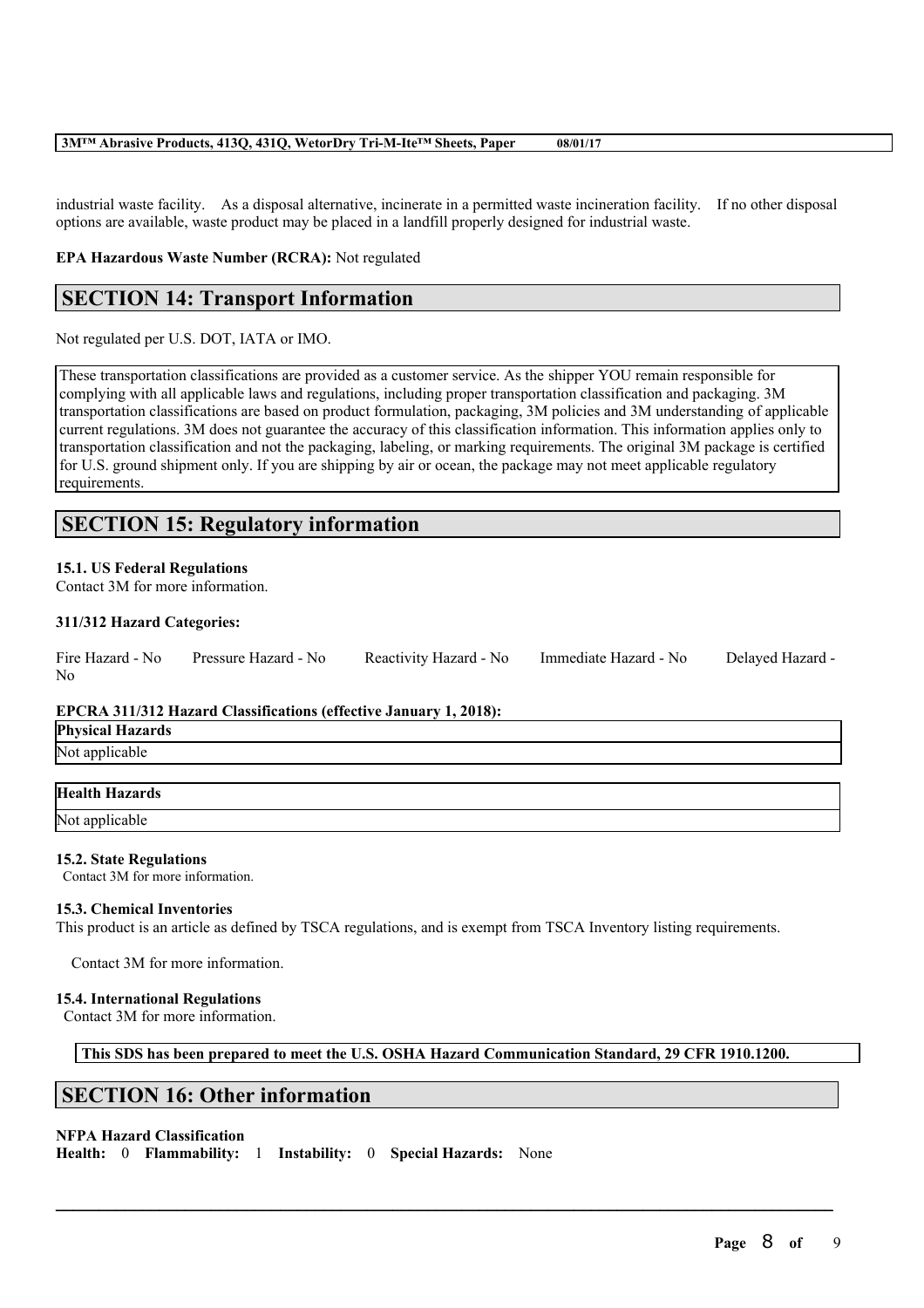industrial waste facility. As a disposal alternative, incinerate in a permitted waste incineration facility. If no other disposal options are available, waste product may be placed in a landfill properly designed for industrial waste.

**EPA Hazardous Waste Number (RCRA):** Not regulated

## SECTION 14: Transport Information

Not regulated per U.S. DOT, IATA or IMO.

These transportation classifications are provided as a customer service. As the shipper YOU remain responsible for complying with all applicable laws and regulations, including proper transportation classification and packaging. 3M transportation classifications are based on product formulation, packaging, 3M policies and 3M understanding of applicable current regulations. 3M does not guarantee the accuracy of this classification information. This information applies only to transportation classification and not the packaging, labeling, or marking requirements. The original 3M package is certified for U.S. ground shipment only. If you are shipping by air or ocean, the package may not meet applicable regulatory requirements.

## SECTION 15: Regulatory information

**15.1. US Federal Regulations**
Contact 3M for more information.

**311/312 Hazard Categories:**

Fire Hazard - No Pressure Hazard - No Reactivity Hazard - No Immediate Hazard - No Delayed Hazard - No

**EPCRA 311/312 Hazard Classifications (effective January 1, 2018):**

| Physical Hazards |
| --- |
| Not applicable |

| Health Hazards |
| --- |
| Not applicable |

**15.2. State Regulations**
Contact 3M for more information.

**15.3. Chemical Inventories**
This product is an article as defined by TSCA regulations, and is exempt from TSCA Inventory listing requirements.

Contact 3M for more information.

**15.4. International Regulations**
Contact 3M for more information.

**This SDS has been prepared to meet the U.S. OSHA Hazard Communication Standard, 29 CFR 1910.1200.**

## SECTION 16: Other information

**NFPA Hazard Classification**
**Health:** 0 **Flammability:** 1 **Instability:** 0 **Special Hazards:** None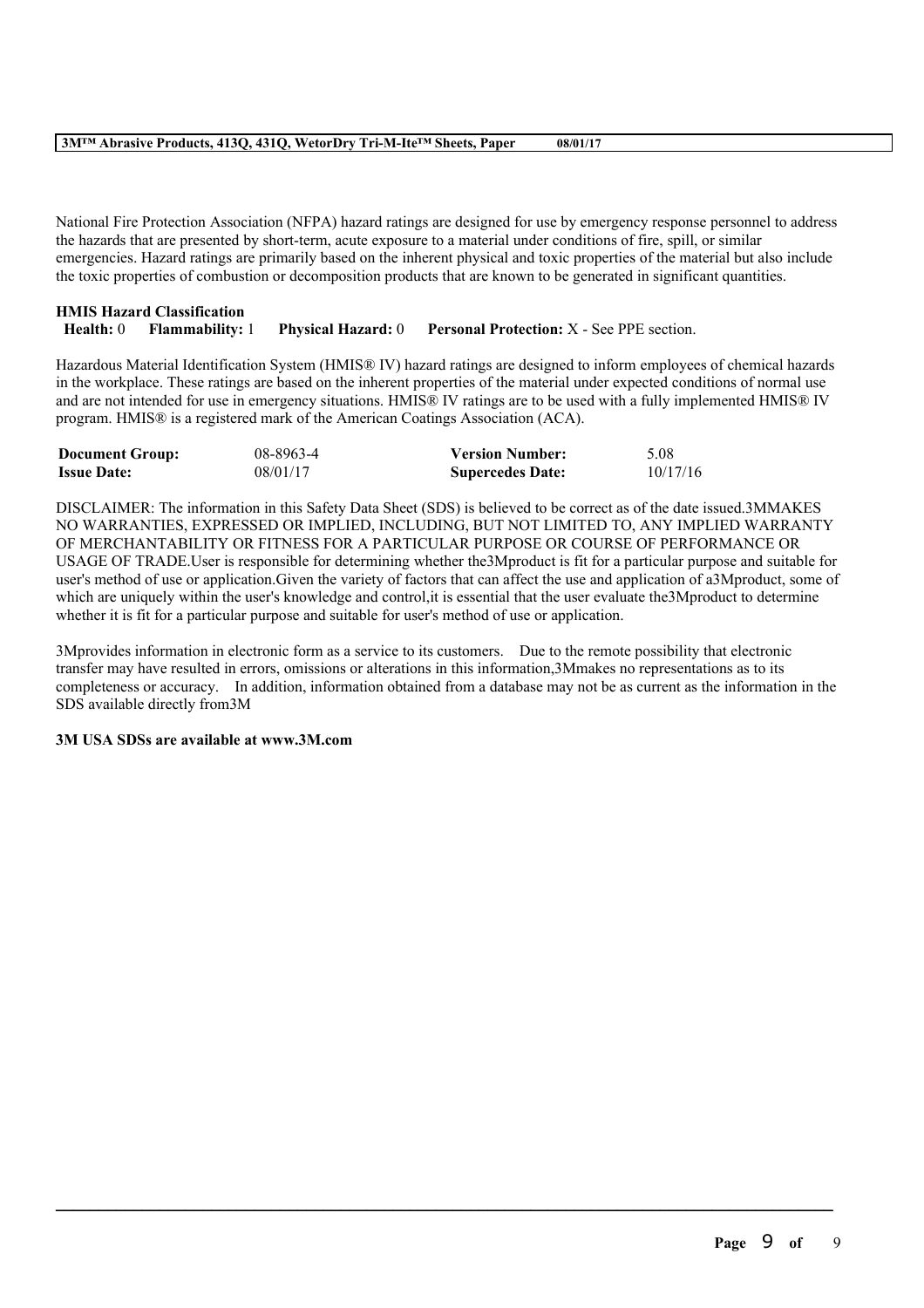National Fire Protection Association (NFPA) hazard ratings are designed for use by emergency response personnel to address the hazards that are presented by short-term, acute exposure to a material under conditions of fire, spill, or similar emergencies. Hazard ratings are primarily based on the inherent physical and toxic properties of the material but also include the toxic properties of combustion or decomposition products that are known to be generated in significant quantities.

**HMIS Hazard Classification**

**Health:** 0 **Flammability:** 1 **Physical Hazard:** 0 **Personal Protection:** X - See PPE section.

Hazardous Material Identification System (HMIS® IV) hazard ratings are designed to inform employees of chemical hazards in the workplace. These ratings are based on the inherent properties of the material under expected conditions of normal use and are not intended for use in emergency situations. HMIS® IV ratings are to be used with a fully implemented HMIS® IV program. HMIS® is a registered mark of the American Coatings Association (ACA).

| | | | |
|---|---|---|---|
| **Document Group:** | 08-8963-4 | **Version Number:** | 5.08 |
| **Issue Date:** | 08/01/17 | **Supercedes Date:** | 10/17/16 |

DISCLAIMER: The information in this Safety Data Sheet (SDS) is believed to be correct as of the date issued.3MMAKES NO WARRANTIES, EXPRESSED OR IMPLIED, INCLUDING, BUT NOT LIMITED TO, ANY IMPLIED WARRANTY OF MERCHANTABILITY OR FITNESS FOR A PARTICULAR PURPOSE OR COURSE OF PERFORMANCE OR USAGE OF TRADE.User is responsible for determining whether the3Mproduct is fit for a particular purpose and suitable for user's method of use or application.Given the variety of factors that can affect the use and application of a3Mproduct, some of which are uniquely within the user's knowledge and control,it is essential that the user evaluate the3Mproduct to determine whether it is fit for a particular purpose and suitable for user's method of use or application.

3Mprovides information in electronic form as a service to its customers. Due to the remote possibility that electronic transfer may have resulted in errors, omissions or alterations in this information,3Mmakes no representations as to its completeness or accuracy. In addition, information obtained from a database may not be as current as the information in the SDS available directly from3M

**3M USA SDSs are available at www.3M.com**